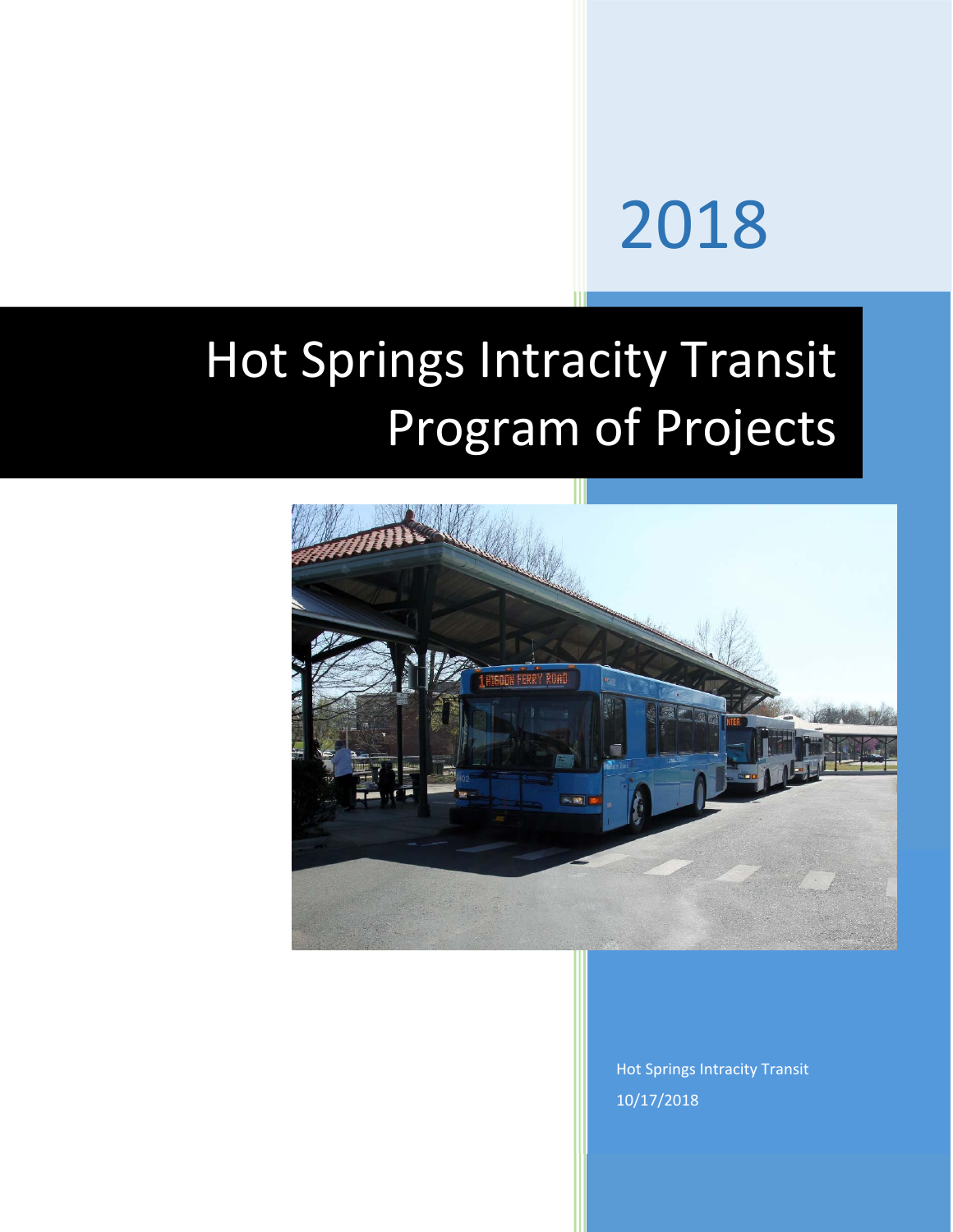2018

# Hot Springs Intracity Transit Program of Projects

Hot Springs Intracity Transit

10/17/2018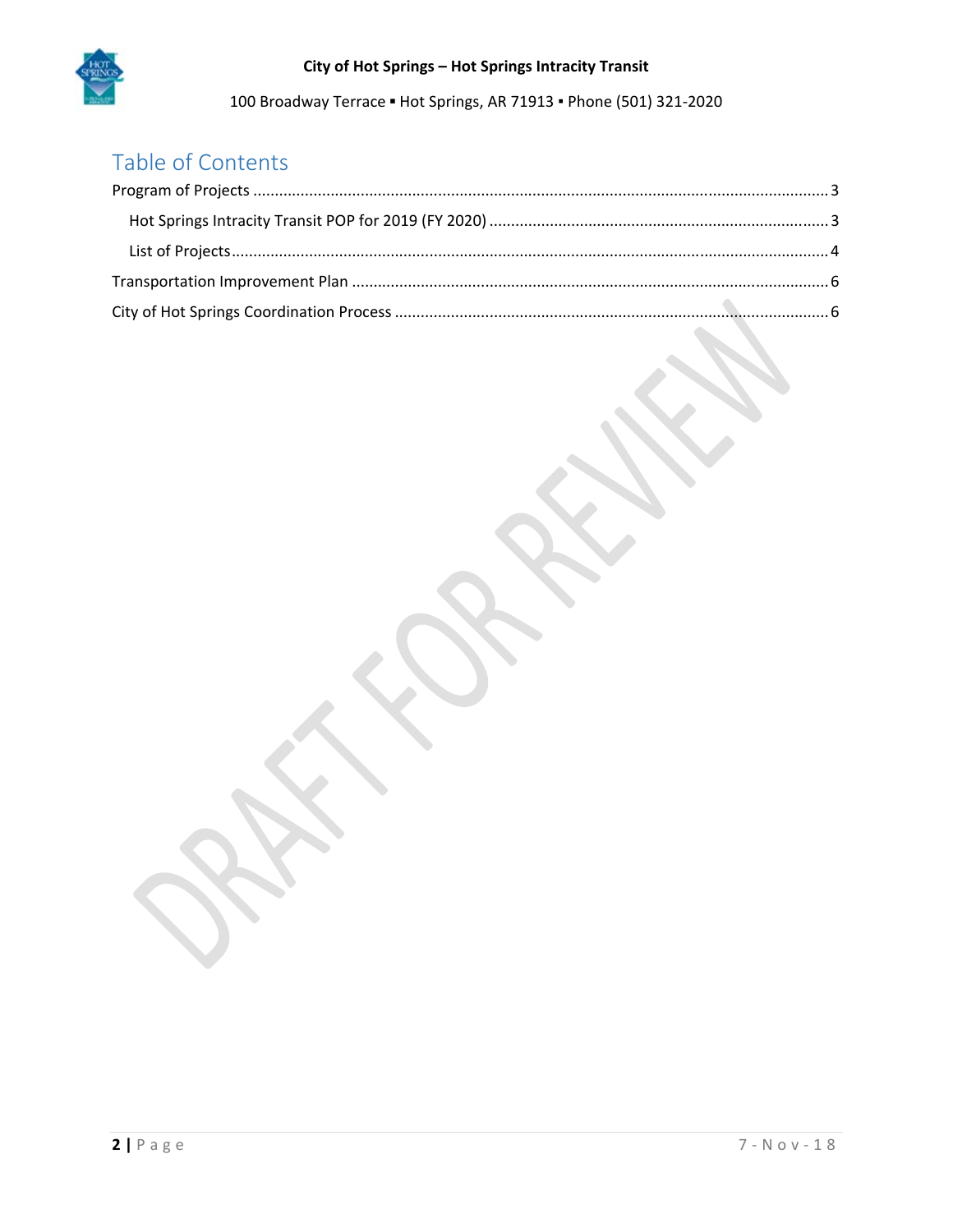# Table of Contents

Program of Projects ........................................................................................................................... 3

Hot Springs Intracity Transit POP for 2019 (FY 2020) ................................................................ 3

List of Projects ........................................................................................................................... 4

Transportation Improvement Plan .................................................................................................. 6

City of Hot Springs Coordination Process ....................................................................................... 6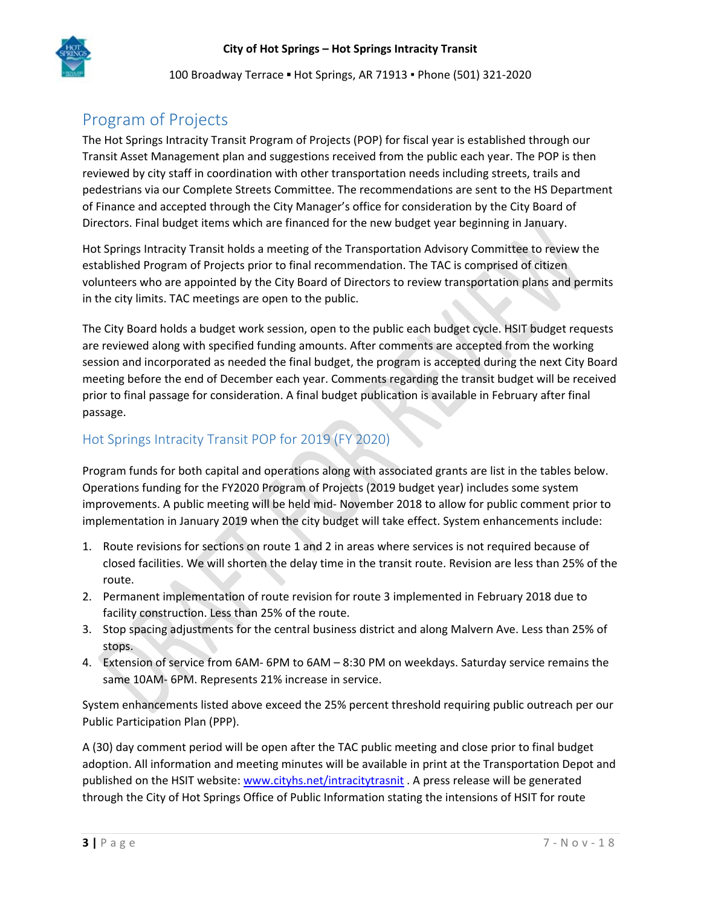## Program of Projects

The Hot Springs Intracity Transit Program of Projects (POP) for fiscal year is established through our Transit Asset Management plan and suggestions received from the public each year. The POP is then reviewed by city staff in coordination with other transportation needs including streets, trails and pedestrians via our Complete Streets Committee. The recommendations are sent to the HS Department of Finance and accepted through the City Manager's office for consideration by the City Board of Directors. Final budget items which are financed for the new budget year beginning in January.

Hot Springs Intracity Transit holds a meeting of the Transportation Advisory Committee to review the established Program of Projects prior to final recommendation. The TAC is comprised of citizen volunteers who are appointed by the City Board of Directors to review transportation plans and permits in the city limits. TAC meetings are open to the public.

The City Board holds a budget work session, open to the public each budget cycle. HSIT budget requests are reviewed along with specified funding amounts. After comments are accepted from the working session and incorporated as needed the final budget, the program is accepted during the next City Board meeting before the end of December each year. Comments regarding the transit budget will be received prior to final passage for consideration. A final budget publication is available in February after final passage.

### Hot Springs Intracity Transit POP for 2019 (FY 2020)

Program funds for both capital and operations along with associated grants are list in the tables below. Operations funding for the FY2020 Program of Projects (2019 budget year) includes some system improvements. A public meeting will be held mid- November 2018 to allow for public comment prior to implementation in January 2019 when the city budget will take effect. System enhancements include:

1. Route revisions for sections on route 1 and 2 in areas where services is not required because of closed facilities. We will shorten the delay time in the transit route. Revision are less than 25% of the route.
2. Permanent implementation of route revision for route 3 implemented in February 2018 due to facility construction. Less than 25% of the route.
3. Stop spacing adjustments for the central business district and along Malvern Ave. Less than 25% of stops.
4. Extension of service from 6AM- 6PM to 6AM – 8:30 PM on weekdays. Saturday service remains the same 10AM- 6PM. Represents 21% increase in service.

System enhancements listed above exceed the 25% percent threshold requiring public outreach per our Public Participation Plan (PPP).

A (30) day comment period will be open after the TAC public meeting and close prior to final budget adoption. All information and meeting minutes will be available in print at the Transportation Depot and published on the HSIT website: www.cityhs.net/intracitytrasnit . A press release will be generated through the City of Hot Springs Office of Public Information stating the intensions of HSIT for route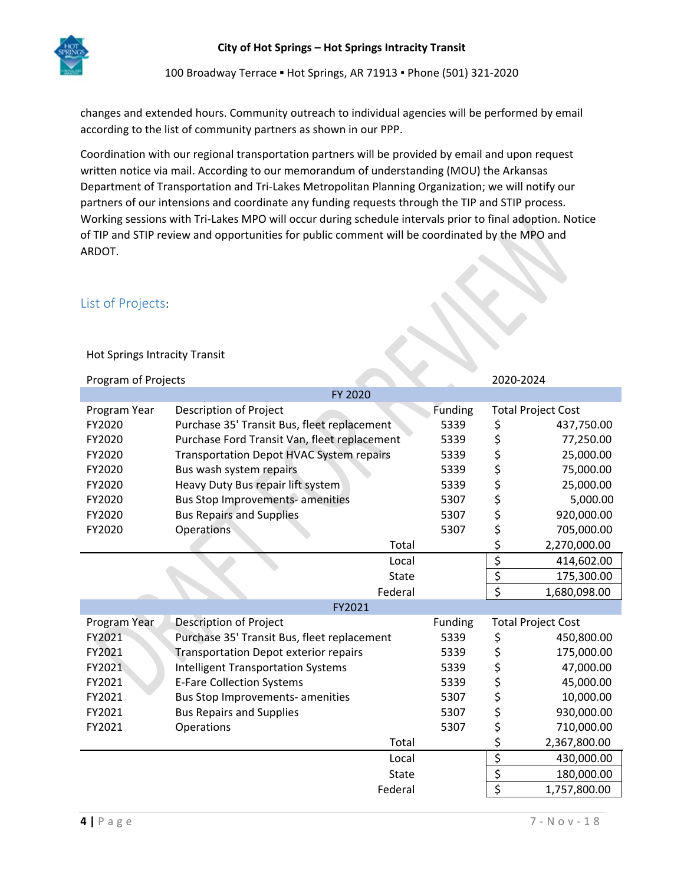changes and extended hours. Community outreach to individual agencies will be performed by email according to the list of community partners as shown in our PPP.

Coordination with our regional transportation partners will be provided by email and upon request written notice via mail. According to our memorandum of understanding (MOU) the Arkansas Department of Transportation and Tri-Lakes Metropolitan Planning Organization; we will notify our partners of our intensions and coordinate any funding requests through the TIP and STIP process. Working sessions with Tri-Lakes MPO will occur during schedule intervals prior to final adoption. Notice of TIP and STIP review and opportunities for public comment will be coordinated by the MPO and ARDOT.

## List of Projects:

Hot Springs Intracity Transit

| Program of Projects | | | 2020-2024 |
|---|---|---|---|
| **FY 2020** | | | |
| Program Year | Description of Project | Funding | Total Project Cost |
| FY2020 | Purchase 35' Transit Bus, fleet replacement | 5339 | $ 437,750.00 |
| FY2020 | Purchase Ford Transit Van, fleet replacement | 5339 | $ 77,250.00 |
| FY2020 | Transportation Depot HVAC System repairs | 5339 | $ 25,000.00 |
| FY2020 | Bus wash system repairs | 5339 | $ 75,000.00 |
| FY2020 | Heavy Duty Bus repair lift system | 5339 | $ 25,000.00 |
| FY2020 | Bus Stop Improvements- amenities | 5307 | $ 5,000.00 |
| FY2020 | Bus Repairs and Supplies | 5307 | $ 920,000.00 |
| FY2020 | Operations | 5307 | $ 705,000.00 |
| | Total | | $ 2,270,000.00 |
| | Local | | $ 414,602.00 |
| | State | | $ 175,300.00 |
| | Federal | | $ 1,680,098.00 |
| **FY2021** | | | |
| Program Year | Description of Project | Funding | Total Project Cost |
| FY2021 | Purchase 35' Transit Bus, fleet replacement | 5339 | $ 450,800.00 |
| FY2021 | Transportation Depot exterior repairs | 5339 | $ 175,000.00 |
| FY2021 | Intelligent Transportation Systems | 5339 | $ 47,000.00 |
| FY2021 | E-Fare Collection Systems | 5339 | $ 45,000.00 |
| FY2021 | Bus Stop Improvements- amenities | 5307 | $ 10,000.00 |
| FY2021 | Bus Repairs and Supplies | 5307 | $ 930,000.00 |
| FY2021 | Operations | 5307 | $ 710,000.00 |
| | Total | | $ 2,367,800.00 |
| | Local | | $ 430,000.00 |
| | State | | $ 180,000.00 |
| | Federal | | $ 1,757,800.00 |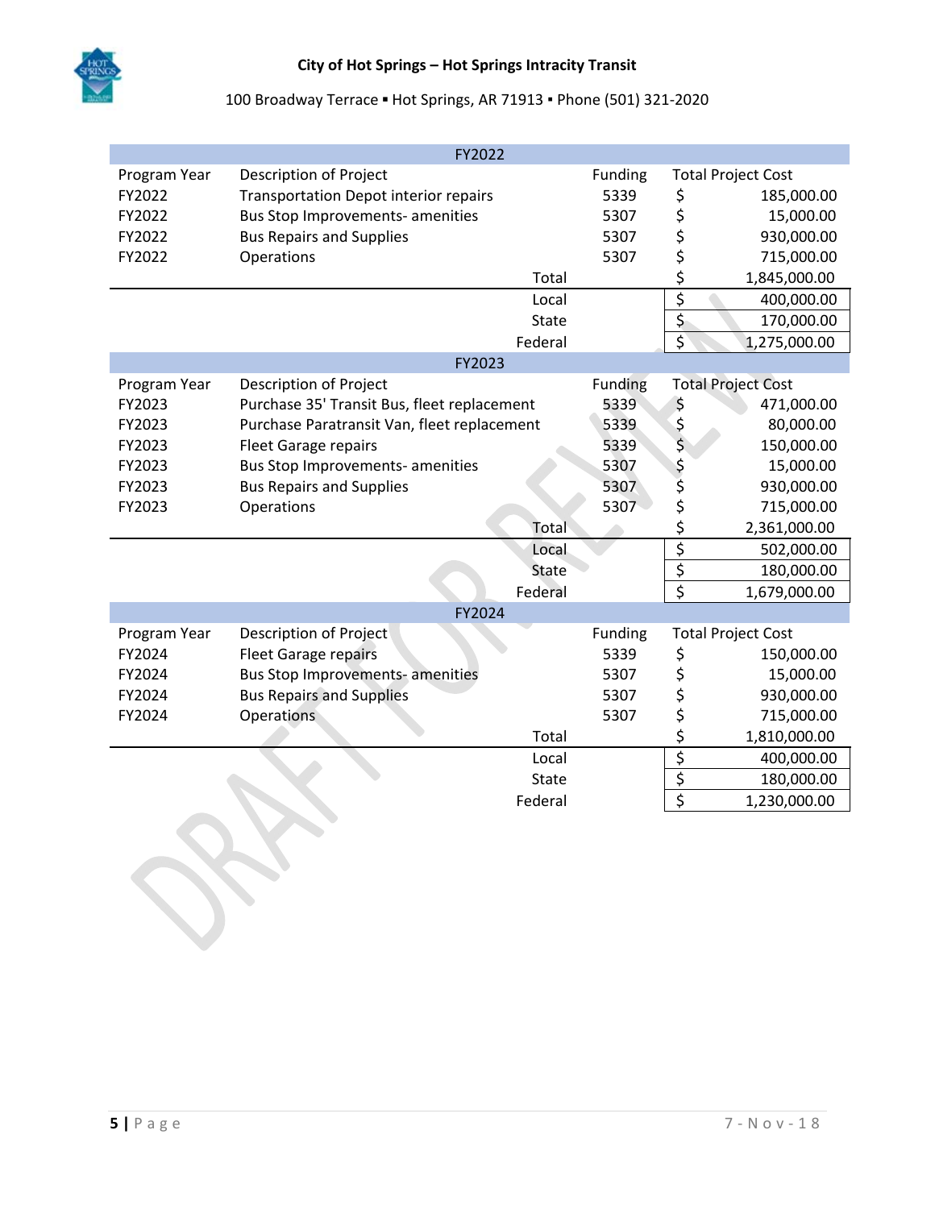**City of Hot Springs – Hot Springs Intracity Transit**

100 Broadway Terrace ▪ Hot Springs, AR 71913 ▪ Phone (501) 321-2020

| FY2022 | | | |
|---|---|---|---|
| Program Year | Description of Project | Funding | Total Project Cost |
| FY2022 | Transportation Depot interior repairs | 5339 | $ 185,000.00 |
| FY2022 | Bus Stop Improvements- amenities | 5307 | $ 15,000.00 |
| FY2022 | Bus Repairs and Supplies | 5307 | $ 930,000.00 |
| FY2022 | Operations | 5307 | $ 715,000.00 |
| | Total | | $ 1,845,000.00 |
| | Local | | $ 400,000.00 |
| | State | | $ 170,000.00 |
| | Federal | | $ 1,275,000.00 |
| **FY2023** | | | |
| Program Year | Description of Project | Funding | Total Project Cost |
| FY2023 | Purchase 35' Transit Bus, fleet replacement | 5339 | $ 471,000.00 |
| FY2023 | Purchase Paratransit Van, fleet replacement | 5339 | $ 80,000.00 |
| FY2023 | Fleet Garage repairs | 5339 | $ 150,000.00 |
| FY2023 | Bus Stop Improvements- amenities | 5307 | $ 15,000.00 |
| FY2023 | Bus Repairs and Supplies | 5307 | $ 930,000.00 |
| FY2023 | Operations | 5307 | $ 715,000.00 |
| | Total | | $ 2,361,000.00 |
| | Local | | $ 502,000.00 |
| | State | | $ 180,000.00 |
| | Federal | | $ 1,679,000.00 |
| **FY2024** | | | |
| Program Year | Description of Project | Funding | Total Project Cost |
| FY2024 | Fleet Garage repairs | 5339 | $ 150,000.00 |
| FY2024 | Bus Stop Improvements- amenities | 5307 | $ 15,000.00 |
| FY2024 | Bus Repairs and Supplies | 5307 | $ 930,000.00 |
| FY2024 | Operations | 5307 | $ 715,000.00 |
| | Total | | $ 1,810,000.00 |
| | Local | | $ 400,000.00 |
| | State | | $ 180,000.00 |
| | Federal | | $ 1,230,000.00 |

7-Nov-18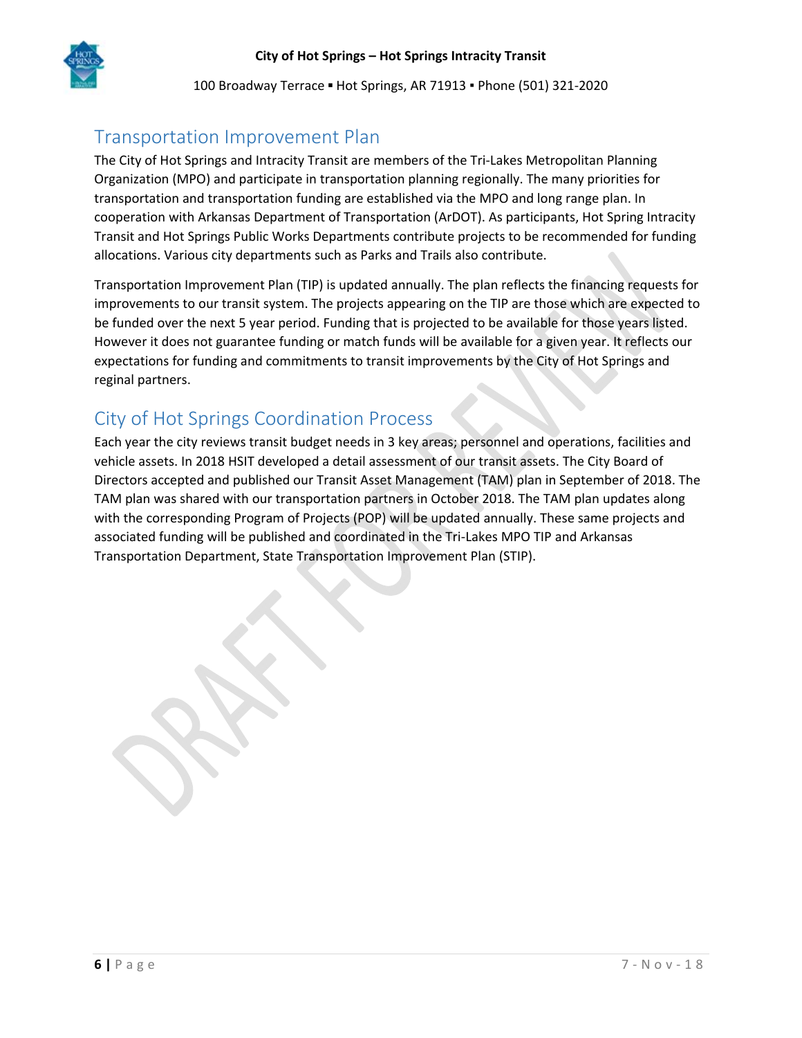## Transportation Improvement Plan

The City of Hot Springs and Intracity Transit are members of the Tri-Lakes Metropolitan Planning Organization (MPO) and participate in transportation planning regionally. The many priorities for transportation and transportation funding are established via the MPO and long range plan. In cooperation with Arkansas Department of Transportation (ArDOT). As participants, Hot Spring Intracity Transit and Hot Springs Public Works Departments contribute projects to be recommended for funding allocations. Various city departments such as Parks and Trails also contribute.

Transportation Improvement Plan (TIP) is updated annually. The plan reflects the financing requests for improvements to our transit system. The projects appearing on the TIP are those which are expected to be funded over the next 5 year period. Funding that is projected to be available for those years listed. However it does not guarantee funding or match funds will be available for a given year. It reflects our expectations for funding and commitments to transit improvements by the City of Hot Springs and reginal partners.

## City of Hot Springs Coordination Process

Each year the city reviews transit budget needs in 3 key areas; personnel and operations, facilities and vehicle assets. In 2018 HSIT developed a detail assessment of our transit assets. The City Board of Directors accepted and published our Transit Asset Management (TAM) plan in September of 2018. The TAM plan was shared with our transportation partners in October 2018. The TAM plan updates along with the corresponding Program of Projects (POP) will be updated annually. These same projects and associated funding will be published and coordinated in the Tri-Lakes MPO TIP and Arkansas Transportation Department, State Transportation Improvement Plan (STIP).